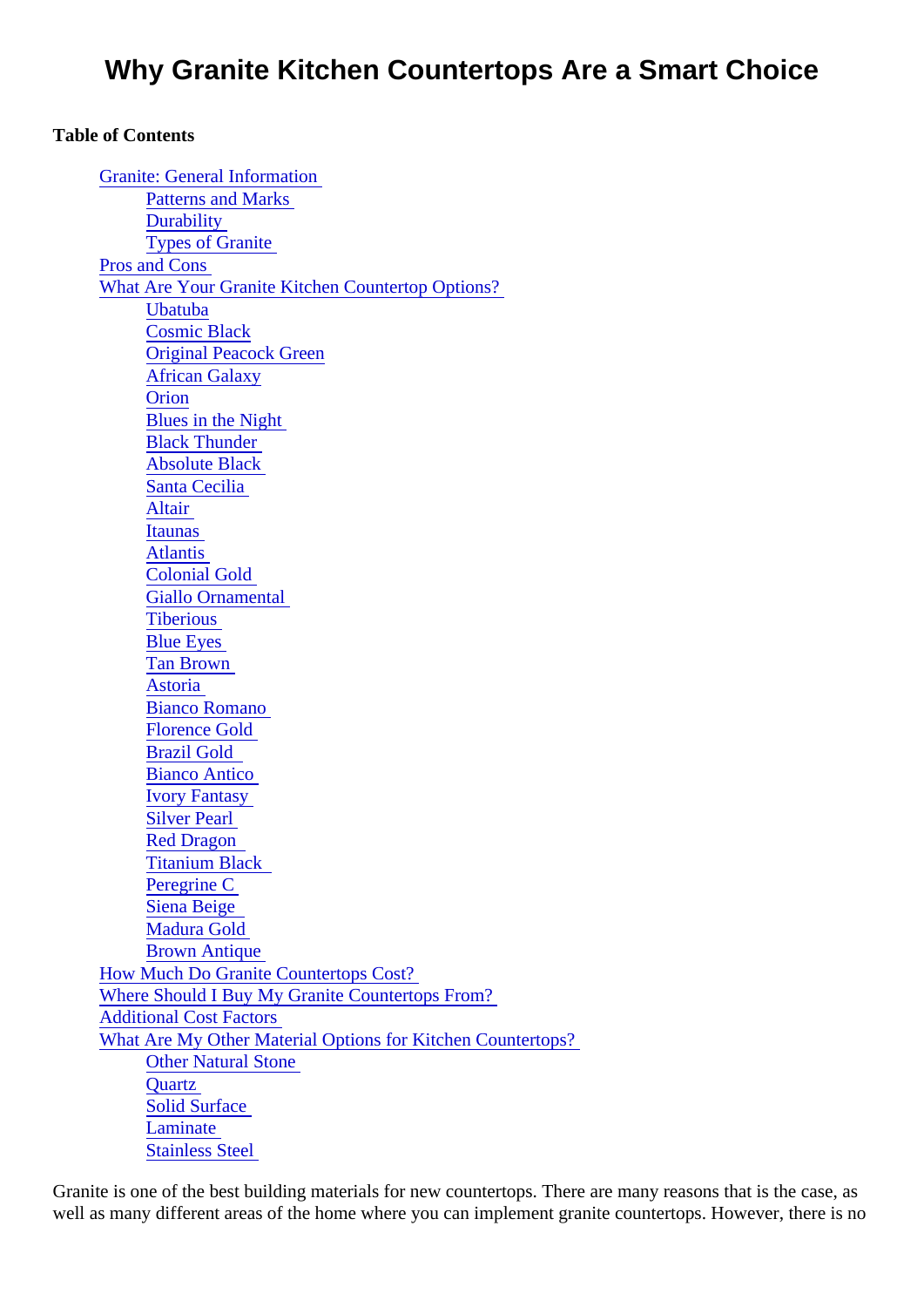# Why Granite Kitchen Countertops Are a Smart Choice

**Table of Contents**

- Granite: General Information
  - Patterns and Marks
  - Durability
  - Types of Granite
- Pros and Cons
- What Are Your Granite Kitchen Countertop Options?
  - Ubatuba
  - Cosmic Black
  - Original Peacock Green
  - African Galaxy
  - Orion
  - Blues in the Night
  - Black Thunder
  - Absolute Black
  - Santa Cecilia
  - Altair
  - Itaunas
  - Atlantis
  - Colonial Gold
  - Giallo Ornamental
  - Tiberious
  - Blue Eyes
  - Tan Brown
  - Astoria
  - Bianco Romano
  - Florence Gold
  - Brazil Gold
  - Bianco Antico
  - Ivory Fantasy
  - Silver Pearl
  - Red Dragon
  - Titanium Black
  - Peregrine C
  - Siena Beige
  - Madura Gold
  - Brown Antique
- How Much Do Granite Countertops Cost?
- Where Should I Buy My Granite Countertops From?
- Additional Cost Factors
- What Are My Other Material Options for Kitchen Countertops?
  - Other Natural Stone
  - Quartz
  - Solid Surface
  - Laminate
  - Stainless Steel

Granite is one of the best building materials for new countertops. There are many reasons that is the case, as well as many different areas of the home where you can implement granite countertops. However, there is no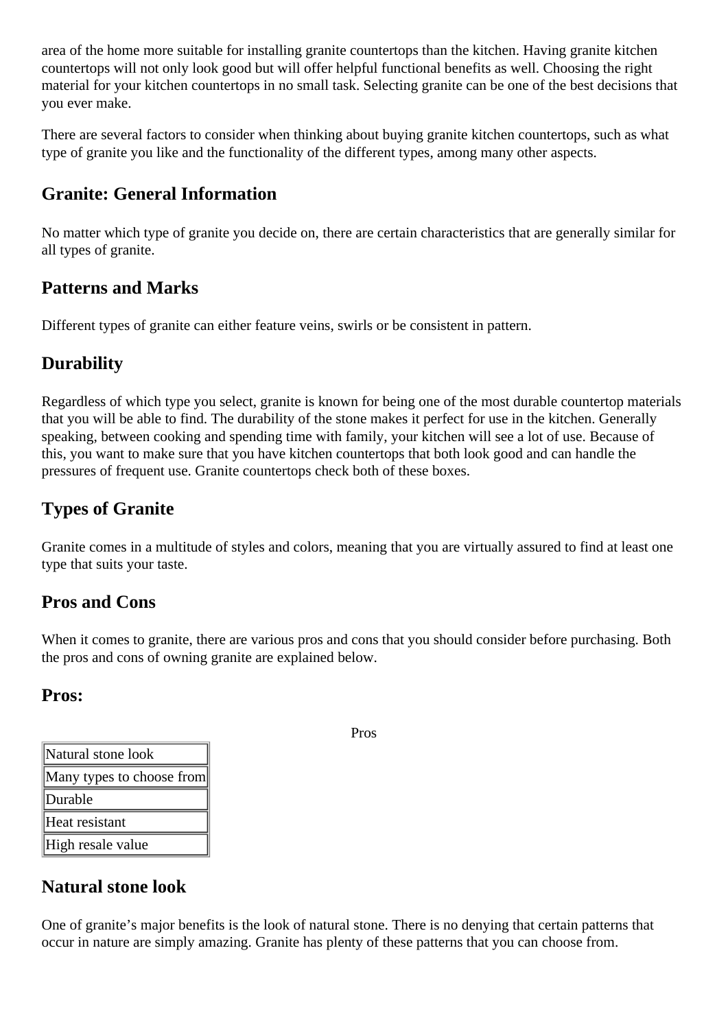area of the home more suitable for installing granite countertops than the kitchen. Having granite kitchen countertops will not only look good but will offer helpful functional benefits as well. Choosing the right material for your kitchen countertops in no small task. Selecting granite can be one of the best decisions that you ever make.

There are several factors to consider when thinking about buying granite kitchen countertops, such as what type of granite you like and the functionality of the different types, among many other aspects.

## Granite: General Information

No matter which type of granite you decide on, there are certain characteristics that are generally similar for all types of granite.

## Patterns and Marks

Different types of granite can either feature veins, swirls or be consistent in pattern.

## Durability

Regardless of which type you select, granite is known for being one of the most durable countertop materials that you will be able to find. The durability of the stone makes it perfect for use in the kitchen. Generally speaking, between cooking and spending time with family, your kitchen will see a lot of use. Because of this, you want to make sure that you have kitchen countertops that both look good and can handle the pressures of frequent use. Granite countertops check both of these boxes.

## Types of Granite

Granite comes in a multitude of styles and colors, meaning that you are virtually assured to find at least one type that suits your taste.

## Pros and Cons

When it comes to granite, there are various pros and cons that you should consider before purchasing. Both the pros and cons of owning granite are explained below.

## Pros:

| Pros |
| --- |
| Natural stone look |
| Many types to choose from |
| Durable |
| Heat resistant |
| High resale value |

## Natural stone look

One of granite's major benefits is the look of natural stone. There is no denying that certain patterns that occur in nature are simply amazing. Granite has plenty of these patterns that you can choose from.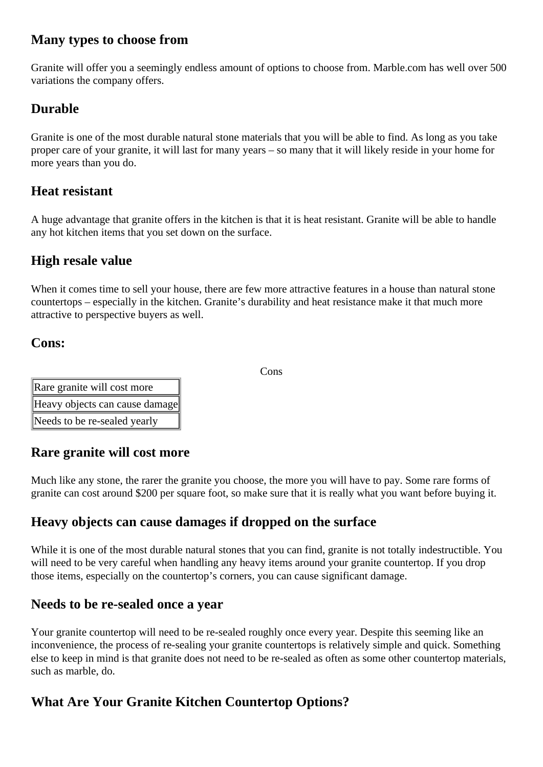## Many types to choose from

Granite will offer you a seemingly endless amount of options to choose from. Marble.com has well over 500 variations the company offers.

## Durable

Granite is one of the most durable natural stone materials that you will be able to find. As long as you take proper care of your granite, it will last for many years – so many that it will likely reside in your home for more years than you do.

## Heat resistant

A huge advantage that granite offers in the kitchen is that it is heat resistant. Granite will be able to handle any hot kitchen items that you set down on the surface.

## High resale value

When it comes time to sell your house, there are few more attractive features in a house than natural stone countertops – especially in the kitchen. Granite's durability and heat resistance make it that much more attractive to perspective buyers as well.

## Cons:

| Cons |
| --- |
| Rare granite will cost more |
| Heavy objects can cause damage |
| Needs to be re-sealed yearly |

## Rare granite will cost more

Much like any stone, the rarer the granite you choose, the more you will have to pay. Some rare forms of granite can cost around $200 per square foot, so make sure that it is really what you want before buying it.

## Heavy objects can cause damages if dropped on the surface

While it is one of the most durable natural stones that you can find, granite is not totally indestructible. You will need to be very careful when handling any heavy items around your granite countertop. If you drop those items, especially on the countertop's corners, you can cause significant damage.

## Needs to be re-sealed once a year

Your granite countertop will need to be re-sealed roughly once every year. Despite this seeming like an inconvenience, the process of re-sealing your granite countertops is relatively simple and quick. Something else to keep in mind is that granite does not need to be re-sealed as often as some other countertop materials, such as marble, do.

## What Are Your Granite Kitchen Countertop Options?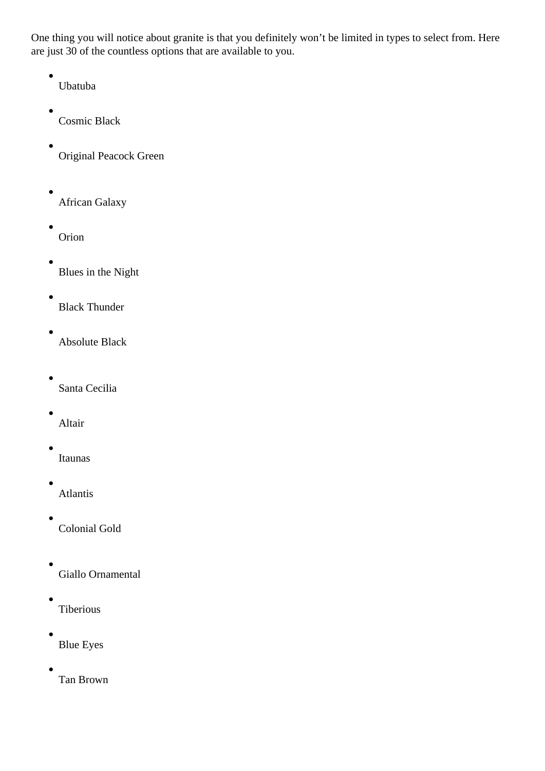One thing you will notice about granite is that you definitely won't be limited in types to select from. Here are just 30 of the countless options that are available to you.

- Ubatuba
- Cosmic Black
- Original Peacock Green
- African Galaxy
- Orion
- Blues in the Night
- Black Thunder
- Absolute Black
- Santa Cecilia
- Altair
- Itaunas
- Atlantis
- Colonial Gold
- Giallo Ornamental
- Tiberious
- Blue Eyes
- Tan Brown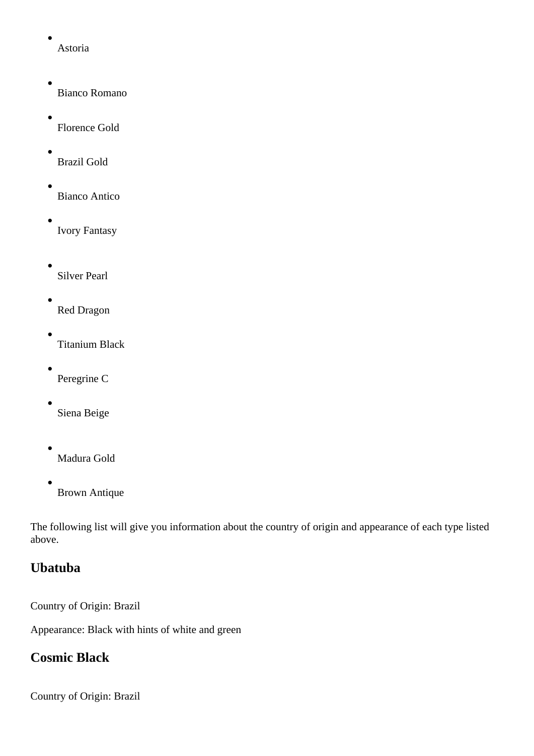- Astoria
- Bianco Romano
- Florence Gold
- Brazil Gold
- Bianco Antico
- Ivory Fantasy
- Silver Pearl
- Red Dragon
- Titanium Black
- Peregrine C
- Siena Beige
- Madura Gold
- Brown Antique

The following list will give you information about the country of origin and appearance of each type listed above.

## Ubatuba

Country of Origin: Brazil

Appearance: Black with hints of white and green

## Cosmic Black

Country of Origin: Brazil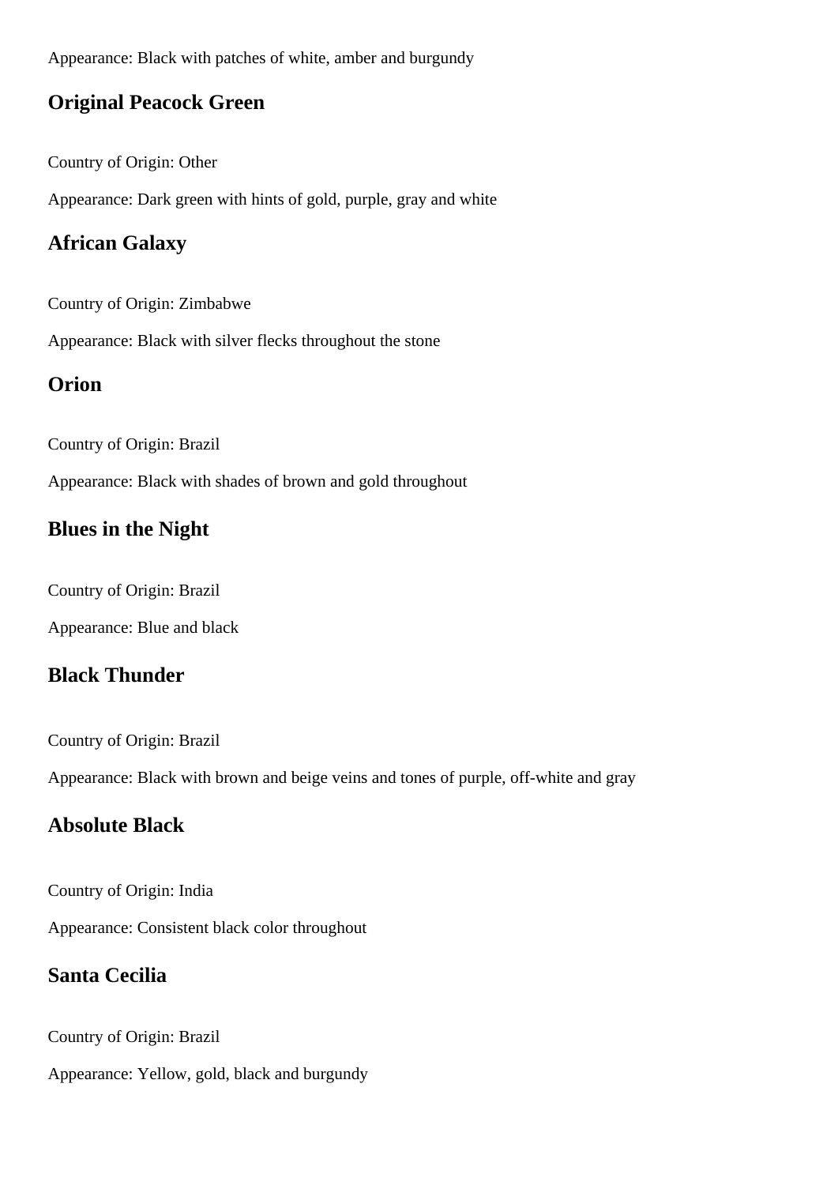Appearance: Black with patches of white, amber and burgundy

## Original Peacock Green

Country of Origin: Other

Appearance: Dark green with hints of gold, purple, gray and white

## African Galaxy

Country of Origin: Zimbabwe

Appearance: Black with silver flecks throughout the stone

## Orion

Country of Origin: Brazil

Appearance: Black with shades of brown and gold throughout

## Blues in the Night

Country of Origin: Brazil

Appearance: Blue and black

## Black Thunder

Country of Origin: Brazil

Appearance: Black with brown and beige veins and tones of purple, off-white and gray

## Absolute Black

Country of Origin: India

Appearance: Consistent black color throughout

## Santa Cecilia

Country of Origin: Brazil

Appearance: Yellow, gold, black and burgundy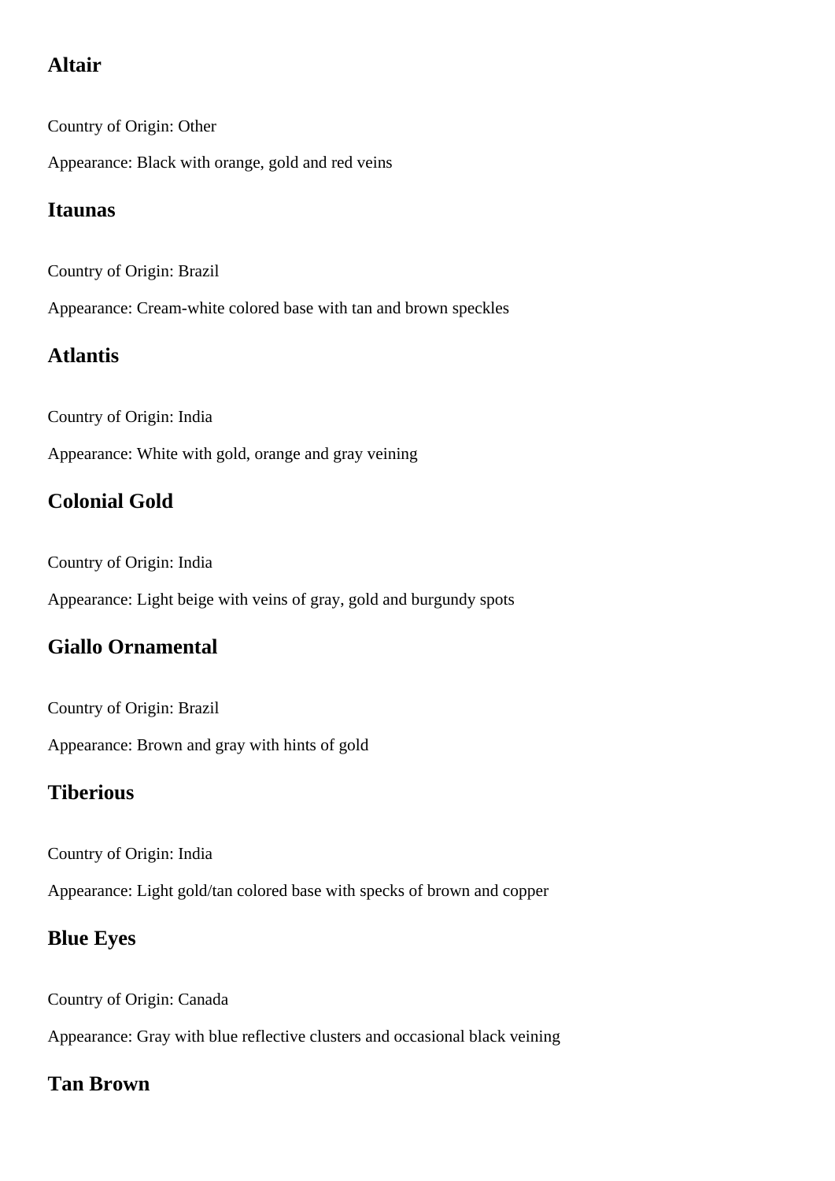## Altair

Country of Origin: Other

Appearance: Black with orange, gold and red veins

## Itaunas

Country of Origin: Brazil

Appearance: Cream-white colored base with tan and brown speckles

## Atlantis

Country of Origin: India

Appearance: White with gold, orange and gray veining

## Colonial Gold

Country of Origin: India

Appearance: Light beige with veins of gray, gold and burgundy spots

## Giallo Ornamental

Country of Origin: Brazil

Appearance: Brown and gray with hints of gold

## Tiberious

Country of Origin: India

Appearance: Light gold/tan colored base with specks of brown and copper

## Blue Eyes

Country of Origin: Canada

Appearance: Gray with blue reflective clusters and occasional black veining

## Tan Brown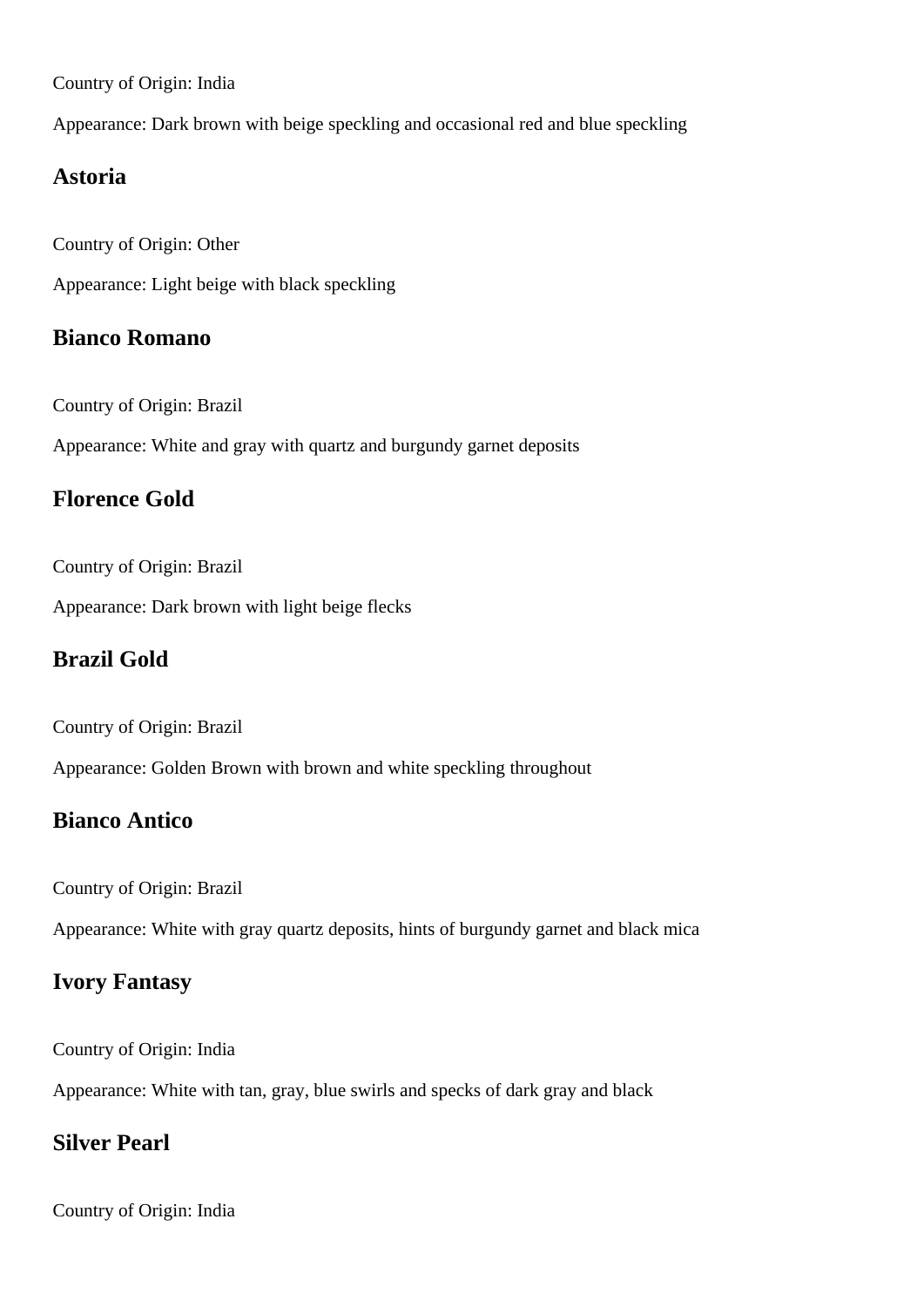Country of Origin: India

Appearance: Dark brown with beige speckling and occasional red and blue speckling

## Astoria

Country of Origin: Other

Appearance: Light beige with black speckling

## Bianco Romano

Country of Origin: Brazil

Appearance: White and gray with quartz and burgundy garnet deposits

## Florence Gold

Country of Origin: Brazil

Appearance: Dark brown with light beige flecks

## Brazil Gold

Country of Origin: Brazil

Appearance: Golden Brown with brown and white speckling throughout

## Bianco Antico

Country of Origin: Brazil

Appearance: White with gray quartz deposits, hints of burgundy garnet and black mica

## Ivory Fantasy

Country of Origin: India

Appearance: White with tan, gray, blue swirls and specks of dark gray and black

## Silver Pearl

Country of Origin: India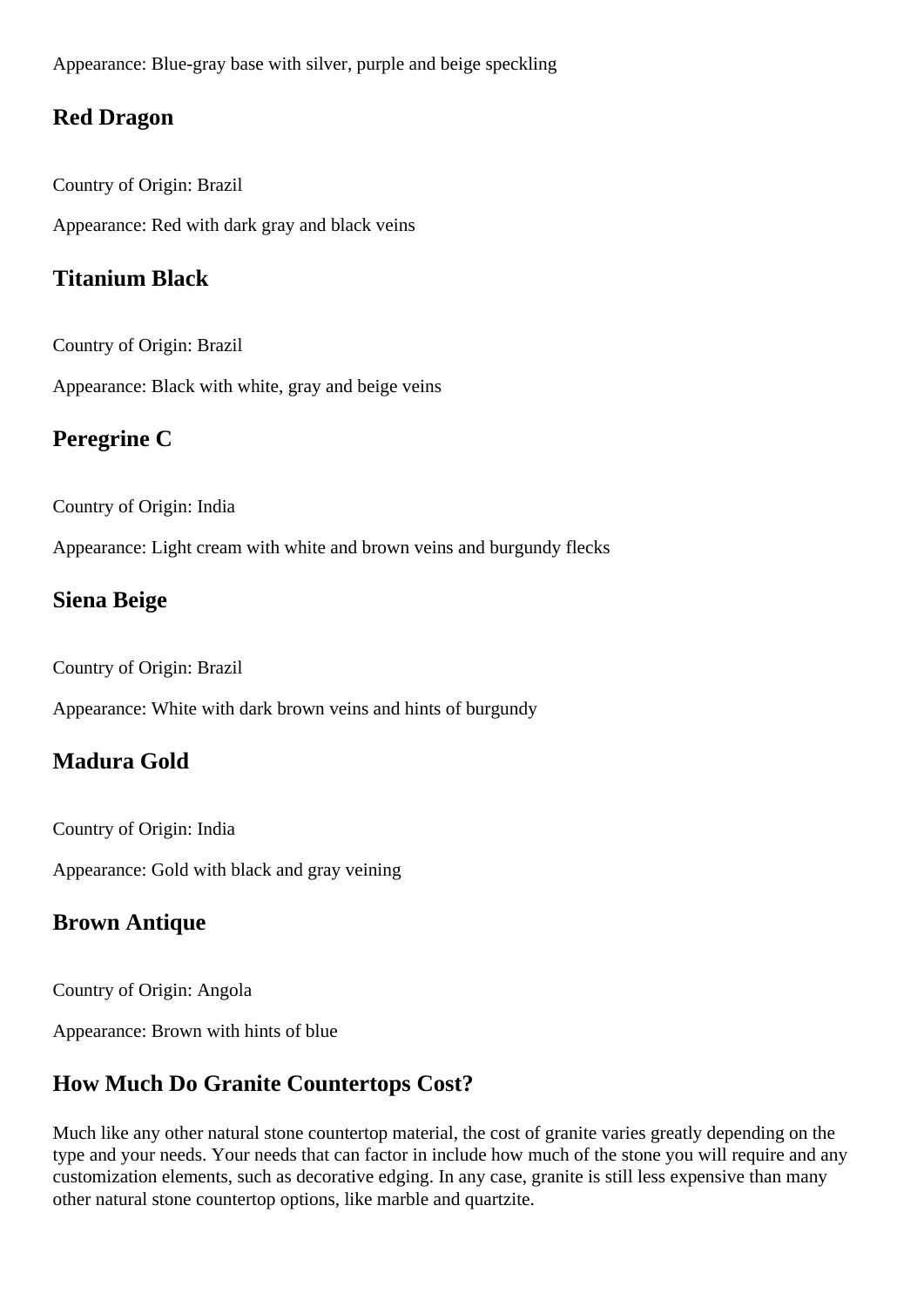Appearance: Blue-gray base with silver, purple and beige speckling

## Red Dragon

Country of Origin: Brazil

Appearance: Red with dark gray and black veins

## Titanium Black

Country of Origin: Brazil

Appearance: Black with white, gray and beige veins

## Peregrine C

Country of Origin: India

Appearance: Light cream with white and brown veins and burgundy flecks

## Siena Beige

Country of Origin: Brazil

Appearance: White with dark brown veins and hints of burgundy

## Madura Gold

Country of Origin: India

Appearance: Gold with black and gray veining

## Brown Antique

Country of Origin: Angola

Appearance: Brown with hints of blue

## How Much Do Granite Countertops Cost?

Much like any other natural stone countertop material, the cost of granite varies greatly depending on the type and your needs. Your needs that can factor in include how much of the stone you will require and any customization elements, such as decorative edging. In any case, granite is still less expensive than many other natural stone countertop options, like marble and quartzite.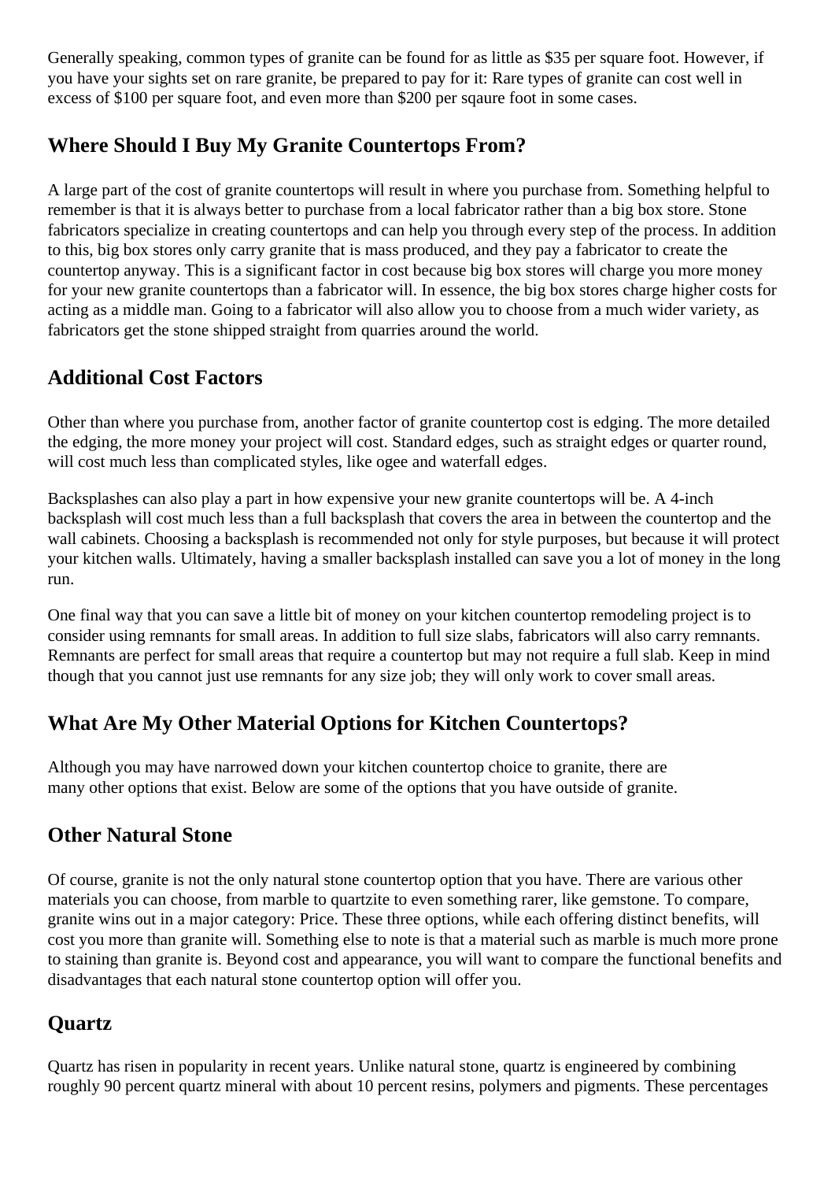Generally speaking, common types of granite can be found for as little as $35 per square foot. However, if you have your sights set on rare granite, be prepared to pay for it: Rare types of granite can cost well in excess of $100 per square foot, and even more than $200 per sqaure foot in some cases.

## Where Should I Buy My Granite Countertops From?

A large part of the cost of granite countertops will result in where you purchase from. Something helpful to remember is that it is always better to purchase from a local fabricator rather than a big box store. Stone fabricators specialize in creating countertops and can help you through every step of the process. In addition to this, big box stores only carry granite that is mass produced, and they pay a fabricator to create the countertop anyway. This is a significant factor in cost because big box stores will charge you more money for your new granite countertops than a fabricator will. In essence, the big box stores charge higher costs for acting as a middle man. Going to a fabricator will also allow you to choose from a much wider variety, as fabricators get the stone shipped straight from quarries around the world.

## Additional Cost Factors

Other than where you purchase from, another factor of granite countertop cost is edging. The more detailed the edging, the more money your project will cost. Standard edges, such as straight edges or quarter round, will cost much less than complicated styles, like ogee and waterfall edges.

Backsplashes can also play a part in how expensive your new granite countertops will be. A 4-inch backsplash will cost much less than a full backsplash that covers the area in between the countertop and the wall cabinets. Choosing a backsplash is recommended not only for style purposes, but because it will protect your kitchen walls. Ultimately, having a smaller backsplash installed can save you a lot of money in the long run.

One final way that you can save a little bit of money on your kitchen countertop remodeling project is to consider using remnants for small areas. In addition to full size slabs, fabricators will also carry remnants. Remnants are perfect for small areas that require a countertop but may not require a full slab. Keep in mind though that you cannot just use remnants for any size job; they will only work to cover small areas.

## What Are My Other Material Options for Kitchen Countertops?

Although you may have narrowed down your kitchen countertop choice to granite, there are many other options that exist. Below are some of the options that you have outside of granite.

## Other Natural Stone

Of course, granite is not the only natural stone countertop option that you have. There are various other materials you can choose, from marble to quartzite to even something rarer, like gemstone. To compare, granite wins out in a major category: Price. These three options, while each offering distinct benefits, will cost you more than granite will. Something else to note is that a material such as marble is much more prone to staining than granite is. Beyond cost and appearance, you will want to compare the functional benefits and disadvantages that each natural stone countertop option will offer you.

## Quartz

Quartz has risen in popularity in recent years. Unlike natural stone, quartz is engineered by combining roughly 90 percent quartz mineral with about 10 percent resins, polymers and pigments. These percentages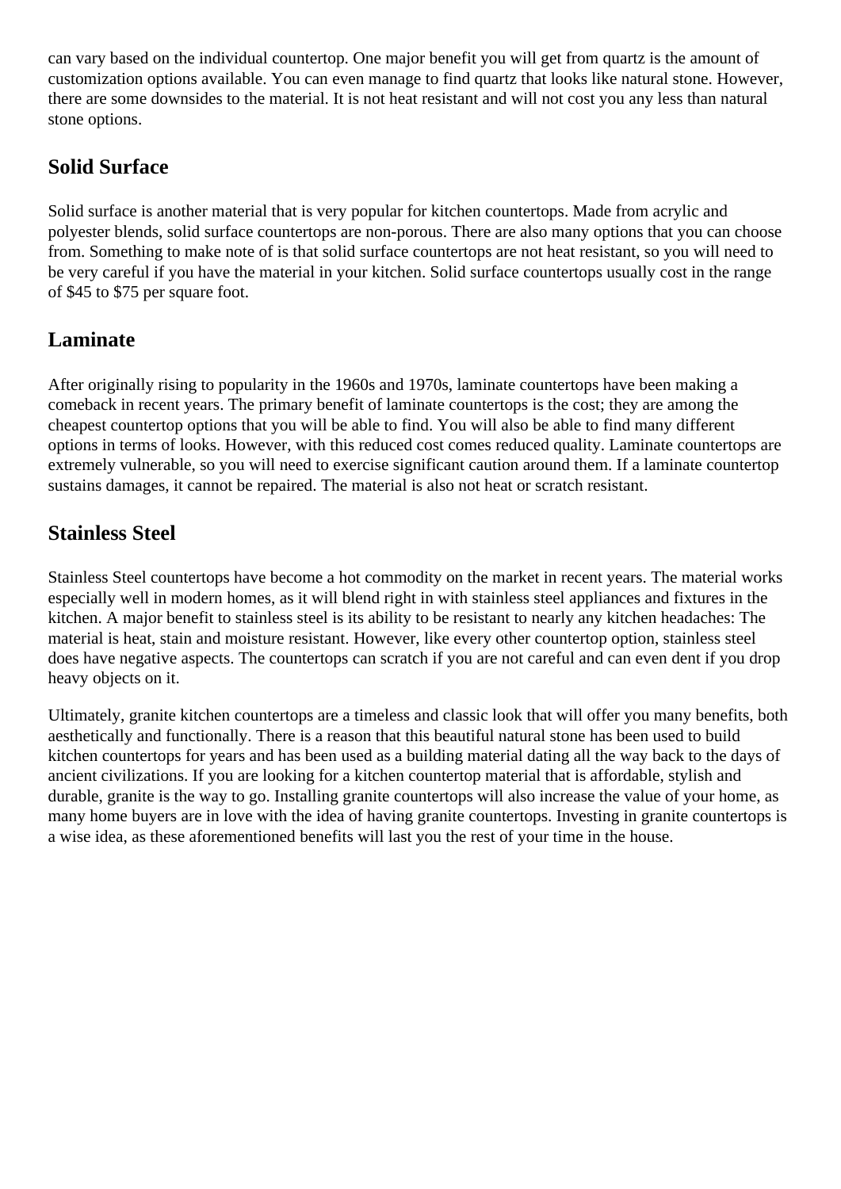can vary based on the individual countertop. One major benefit you will get from quartz is the amount of customization options available. You can even manage to find quartz that looks like natural stone. However, there are some downsides to the material. It is not heat resistant and will not cost you any less than natural stone options.

## Solid Surface

Solid surface is another material that is very popular for kitchen countertops. Made from acrylic and polyester blends, solid surface countertops are non-porous. There are also many options that you can choose from. Something to make note of is that solid surface countertops are not heat resistant, so you will need to be very careful if you have the material in your kitchen. Solid surface countertops usually cost in the range of $45 to $75 per square foot.

## Laminate

After originally rising to popularity in the 1960s and 1970s, laminate countertops have been making a comeback in recent years. The primary benefit of laminate countertops is the cost; they are among the cheapest countertop options that you will be able to find. You will also be able to find many different options in terms of looks. However, with this reduced cost comes reduced quality. Laminate countertops are extremely vulnerable, so you will need to exercise significant caution around them. If a laminate countertop sustains damages, it cannot be repaired. The material is also not heat or scratch resistant.

## Stainless Steel

Stainless Steel countertops have become a hot commodity on the market in recent years. The material works especially well in modern homes, as it will blend right in with stainless steel appliances and fixtures in the kitchen. A major benefit to stainless steel is its ability to be resistant to nearly any kitchen headaches: The material is heat, stain and moisture resistant. However, like every other countertop option, stainless steel does have negative aspects. The countertops can scratch if you are not careful and can even dent if you drop heavy objects on it.

Ultimately, granite kitchen countertops are a timeless and classic look that will offer you many benefits, both aesthetically and functionally. There is a reason that this beautiful natural stone has been used to build kitchen countertops for years and has been used as a building material dating all the way back to the days of ancient civilizations. If you are looking for a kitchen countertop material that is affordable, stylish and durable, granite is the way to go. Installing granite countertops will also increase the value of your home, as many home buyers are in love with the idea of having granite countertops. Investing in granite countertops is a wise idea, as these aforementioned benefits will last you the rest of your time in the house.